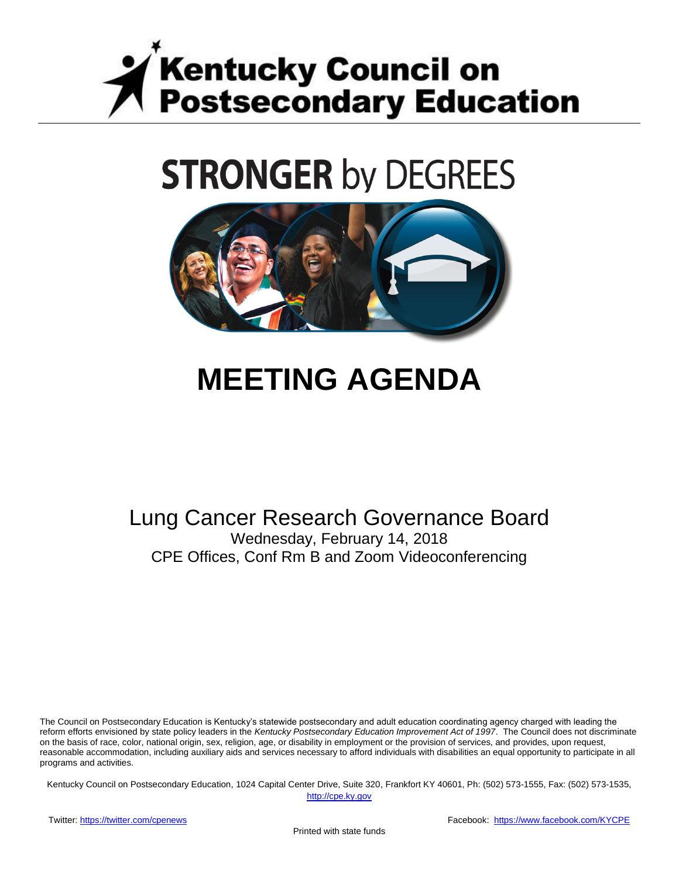# Kentucky Council on Postsecondary Education

## STRONGER by DEGREES

# MEETING AGENDA

Lung Cancer Research Governance Board

Wednesday, February 14, 2018

CPE Offices, Conf Rm B and Zoom Videoconferencing

The Council on Postsecondary Education is Kentucky's statewide postsecondary and adult education coordinating agency charged with leading the reform efforts envisioned by state policy leaders in the *Kentucky Postsecondary Education Improvement Act of 1997*. The Council does not discriminate on the basis of race, color, national origin, sex, religion, age, or disability in employment or the provision of services, and provides, upon request, reasonable accommodation, including auxiliary aids and services necessary to afford individuals with disabilities an equal opportunity to participate in all programs and activities.

Kentucky Council on Postsecondary Education, 1024 Capital Center Drive, Suite 320, Frankfort KY 40601, Ph: (502) 573-1555, Fax: (502) 573-1535, http://cpe.ky.gov

Twitter: https://twitter.com/cpenews

Facebook: https://www.facebook.com/KYCPE

Printed with state funds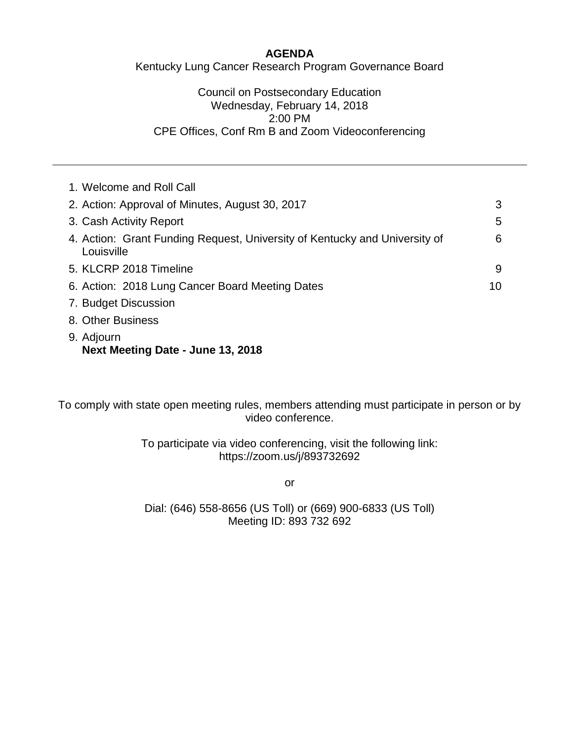# AGENDA

Kentucky Lung Cancer Research Program Governance Board

Council on Postsecondary Education
Wednesday, February 14, 2018
2:00 PM
CPE Offices, Conf Rm B and Zoom Videoconferencing

---

| | |
|---|---|
| 1. Welcome and Roll Call | |
| 2. Action: Approval of Minutes, August 30, 2017 | 3 |
| 3. Cash Activity Report | 5 |
| 4. Action: Grant Funding Request, University of Kentucky and University of Louisville | 6 |
| 5. KLCRP 2018 Timeline | 9 |
| 6. Action: 2018 Lung Cancer Board Meeting Dates | 10 |
| 7. Budget Discussion | |
| 8. Other Business | |
| 9. Adjourn<br>**Next Meeting Date - June 13, 2018** | |

To comply with state open meeting rules, members attending must participate in person or by video conference.

To participate via video conferencing, visit the following link:
https://zoom.us/j/893732692

or

Dial: (646) 558-8656 (US Toll) or (669) 900-6833 (US Toll)
Meeting ID: 893 732 692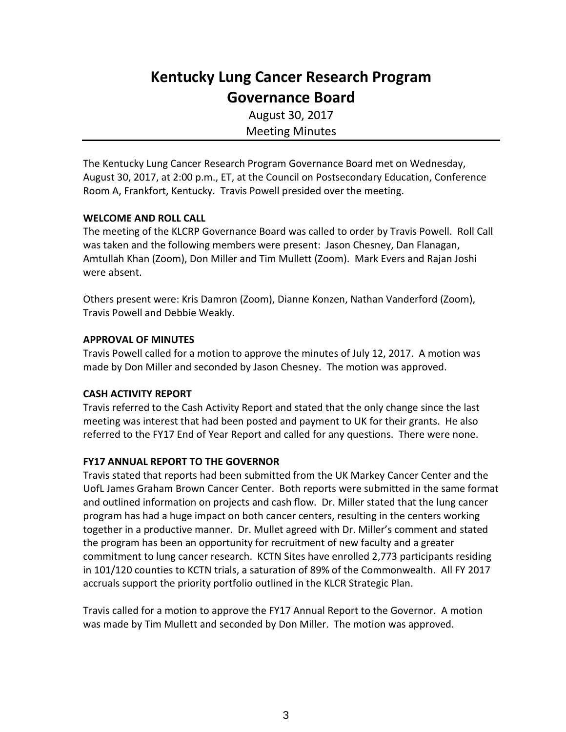# Kentucky Lung Cancer Research Program Governance Board

August 30, 2017

Meeting Minutes

The Kentucky Lung Cancer Research Program Governance Board met on Wednesday, August 30, 2017, at 2:00 p.m., ET, at the Council on Postsecondary Education, Conference Room A, Frankfort, Kentucky. Travis Powell presided over the meeting.

**WELCOME AND ROLL CALL**

The meeting of the KLCRP Governance Board was called to order by Travis Powell. Roll Call was taken and the following members were present: Jason Chesney, Dan Flanagan, Amtullah Khan (Zoom), Don Miller and Tim Mullett (Zoom). Mark Evers and Rajan Joshi were absent.

Others present were: Kris Damron (Zoom), Dianne Konzen, Nathan Vanderford (Zoom), Travis Powell and Debbie Weakly.

**APPROVAL OF MINUTES**

Travis Powell called for a motion to approve the minutes of July 12, 2017. A motion was made by Don Miller and seconded by Jason Chesney. The motion was approved.

**CASH ACTIVITY REPORT**

Travis referred to the Cash Activity Report and stated that the only change since the last meeting was interest that had been posted and payment to UK for their grants. He also referred to the FY17 End of Year Report and called for any questions. There were none.

**FY17 ANNUAL REPORT TO THE GOVERNOR**

Travis stated that reports had been submitted from the UK Markey Cancer Center and the UofL James Graham Brown Cancer Center. Both reports were submitted in the same format and outlined information on projects and cash flow. Dr. Miller stated that the lung cancer program has had a huge impact on both cancer centers, resulting in the centers working together in a productive manner. Dr. Mullet agreed with Dr. Miller's comment and stated the program has been an opportunity for recruitment of new faculty and a greater commitment to lung cancer research. KCTN Sites have enrolled 2,773 participants residing in 101/120 counties to KCTN trials, a saturation of 89% of the Commonwealth. All FY 2017 accruals support the priority portfolio outlined in the KLCR Strategic Plan.

Travis called for a motion to approve the FY17 Annual Report to the Governor. A motion was made by Tim Mullett and seconded by Don Miller. The motion was approved.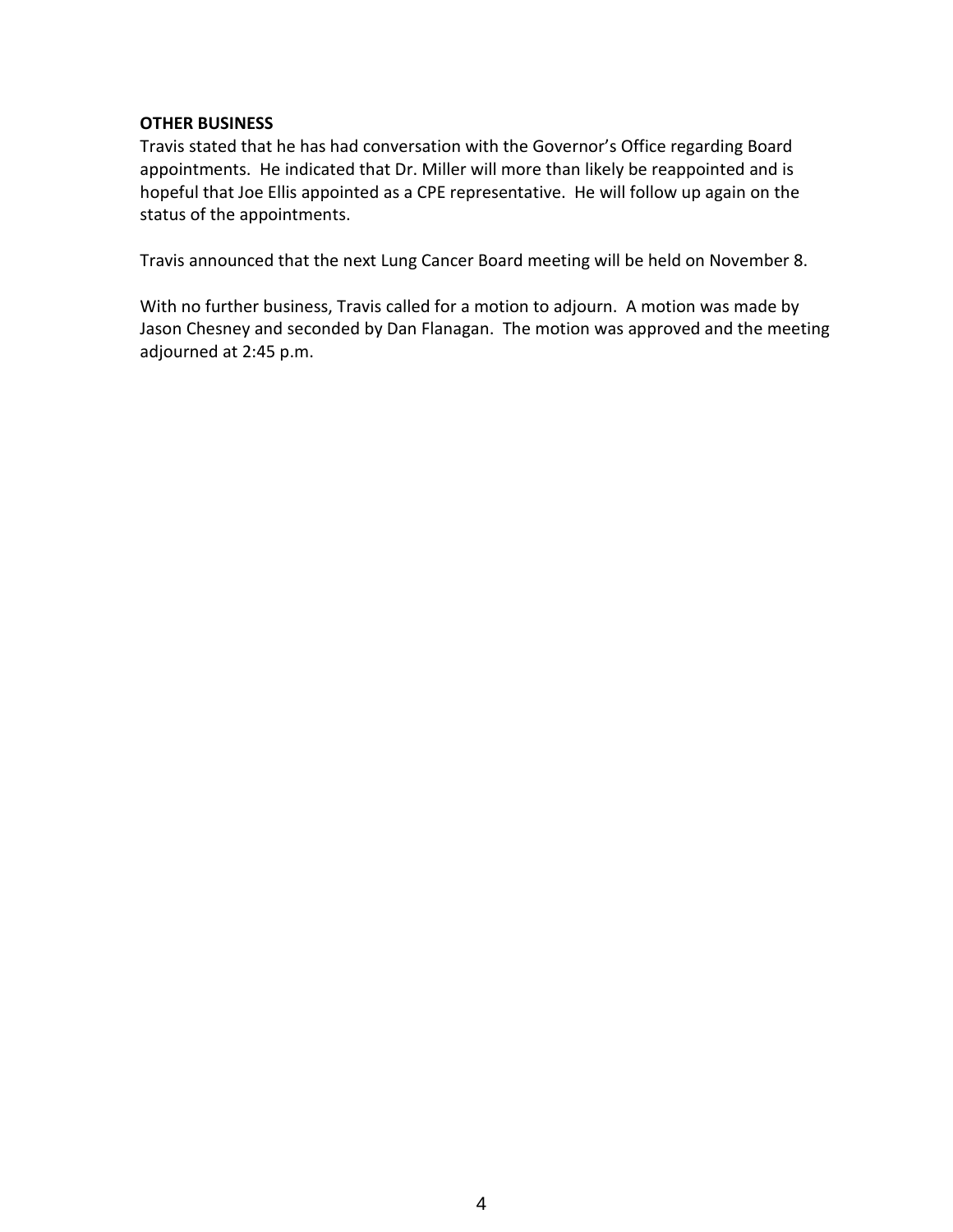**OTHER BUSINESS**

Travis stated that he has had conversation with the Governor's Office regarding Board appointments. He indicated that Dr. Miller will more than likely be reappointed and is hopeful that Joe Ellis appointed as a CPE representative. He will follow up again on the status of the appointments.

Travis announced that the next Lung Cancer Board meeting will be held on November 8.

With no further business, Travis called for a motion to adjourn. A motion was made by Jason Chesney and seconded by Dan Flanagan. The motion was approved and the meeting adjourned at 2:45 p.m.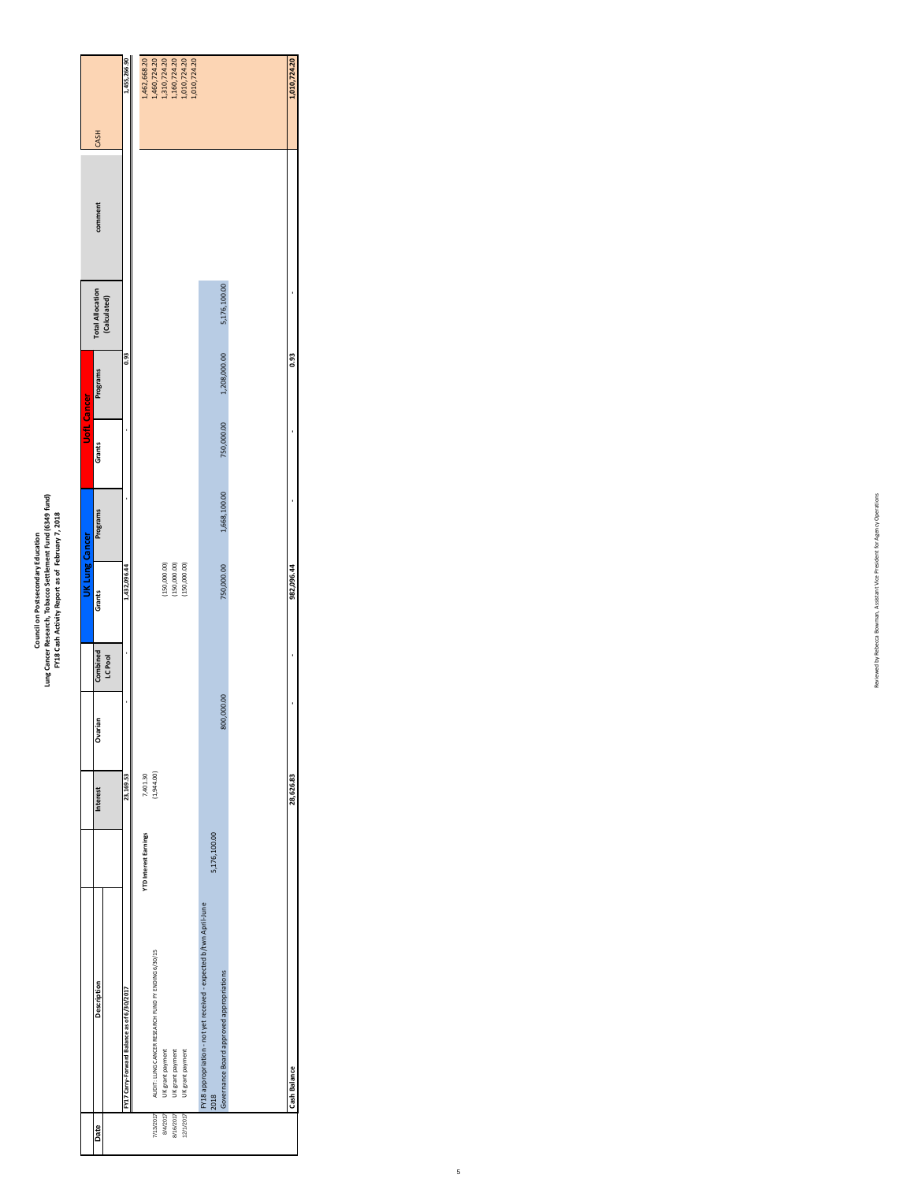# Council on Postsecondary Education
## Lung Cancer Research, Tobacco Settlement Fund (6349 fund)
### FY18 Cash Activity Report as of February 7, 2018

| Date | Description | | Interest | Ovarian | Combined LC Pool | UK Lung Cancer Grants | UK Lung Cancer Programs | UofL Cancer Grants | UofL Cancer Programs | Total Allocation (Calculated) | comment | CASH |
|---|---|---|---|---|---|---|---|---|---|---|---|---|
| | FY17 Carry-Forward Balance as of 6/30/2017 | | 23,169.53 | - | - | 1,432,096.44 | - | - | 0.93 | | | 1,455,266.90 |
| 7/13/2017 | AUDIT: LUNG CANCER RESEARCH FUND FY ENDING 6/30/15 | YTD Interest Earnings | 7,401.30 | | | | | | | | | 1,462,668.20 |
| 8/4/2017 | UK grant payment | | (1,944.00) | | | | | | | | | 1,460,724.20 |
| 8/16/2017 | UK grant payment | | | | | (150,000.00) | | | | | | 1,310,724.20 |
| 12/1/2017 | UK grant payment | | | | | (150,000.00) | | | | | | 1,160,724.20 |
| | | | | | | (150,000.00) | | | | | | 1,010,724.20 |
| | | | | | | | | | | | | 1,010,724.20 |
| | FY18 appropriation - not yet received - expected b/twn April-June 2018 | | | | | | | | | | | |
| | Governance Board approved appropriations | 5,176,100.00 | | 800,000.00 | | 750,000.00 | 1,668,100.00 | 750,000.00 | 1,208,000.00 | 5,176,100.00 | | |
| | Cash Balance | | 28,626.83 | - | - | 982,096.44 | - | - | 0.93 | - | | 1,010,724.20 |

Reviewed by Rebecca Bowman, Assistant Vice President for Agency Operations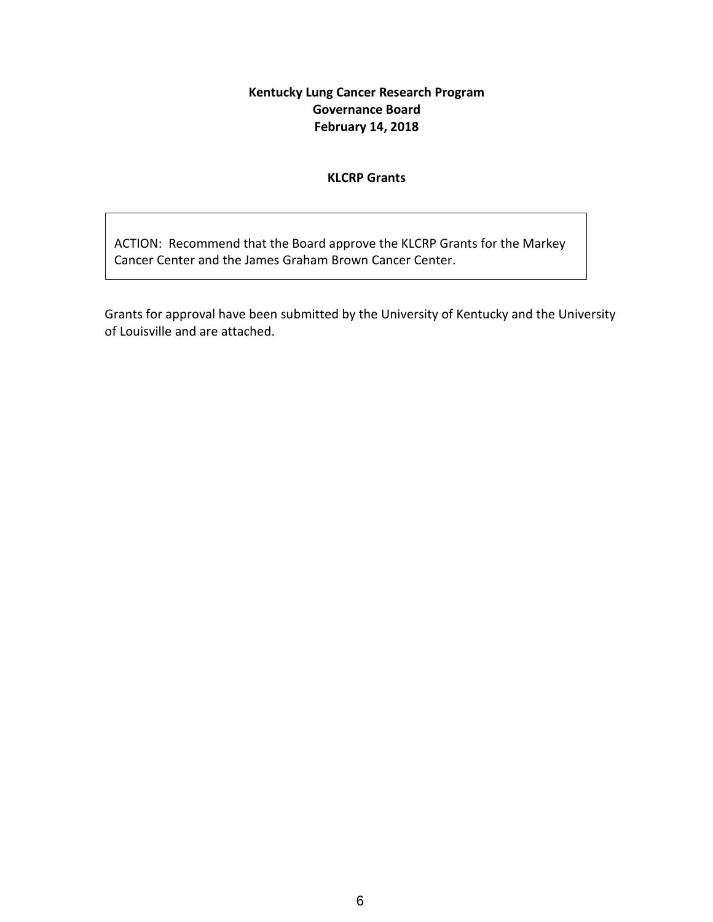**Kentucky Lung Cancer Research Program**
**Governance Board**
**February 14, 2018**

**KLCRP Grants**

ACTION: Recommend that the Board approve the KLCRP Grants for the Markey Cancer Center and the James Graham Brown Cancer Center.

Grants for approval have been submitted by the University of Kentucky and the University of Louisville and are attached.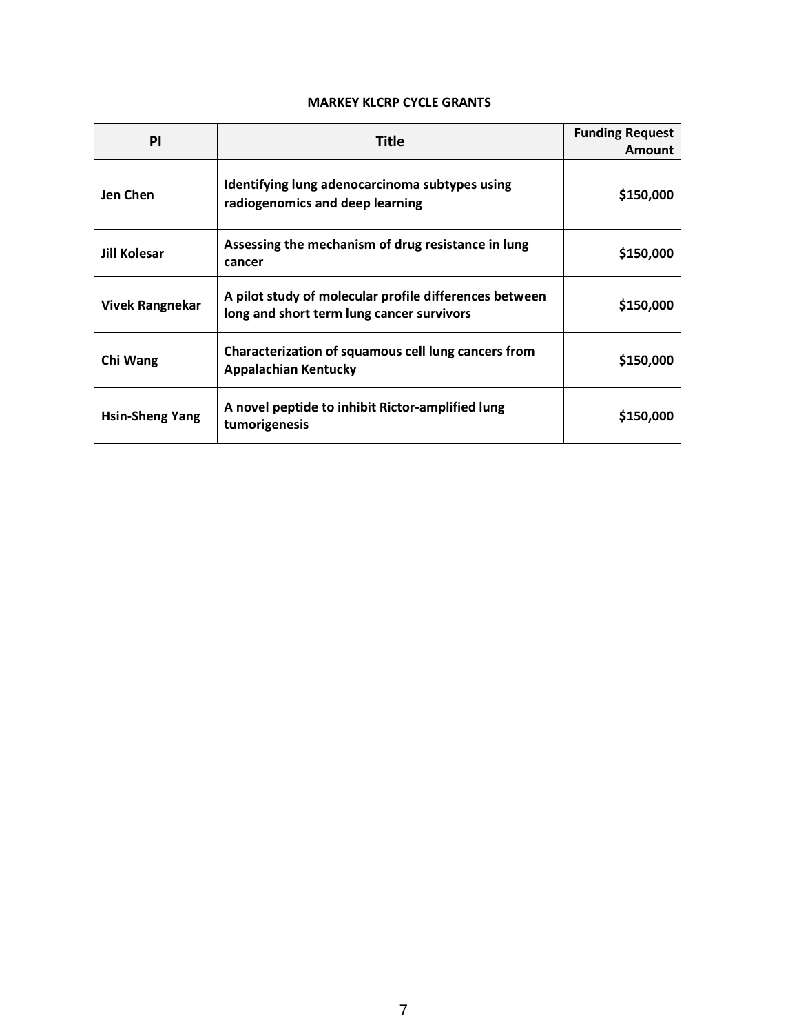**MARKEY KLCRP CYCLE GRANTS**

| PI | Title | Funding Request Amount |
|---|---|---|
| Jen Chen | Identifying lung adenocarcinoma subtypes using radiogenomics and deep learning | $150,000 |
| Jill Kolesar | Assessing the mechanism of drug resistance in lung cancer | $150,000 |
| Vivek Rangnekar | A pilot study of molecular profile differences between long and short term lung cancer survivors | $150,000 |
| Chi Wang | Characterization of squamous cell lung cancers from Appalachian Kentucky | $150,000 |
| Hsin-Sheng Yang | A novel peptide to inhibit Rictor-amplified lung tumorigenesis | $150,000 |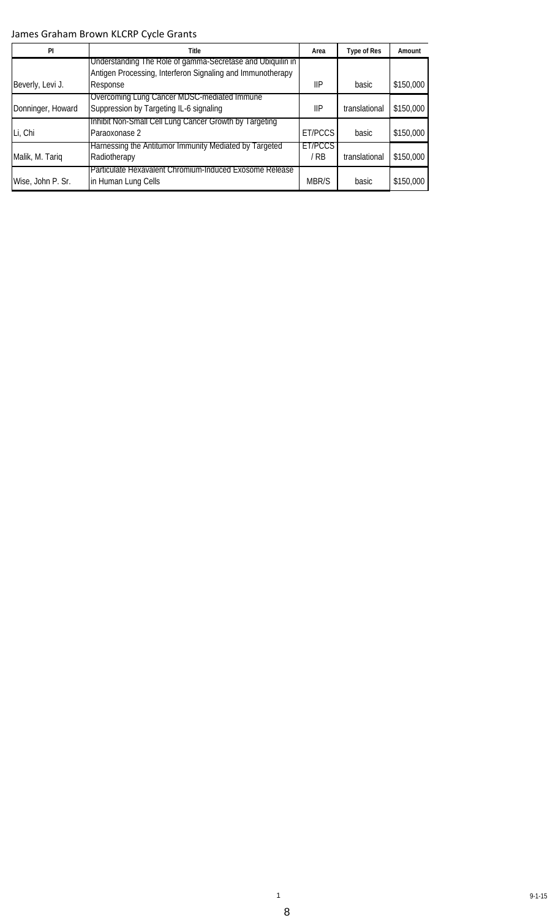James Graham Brown KLCRP Cycle Grants

| PI | Title | Area | Type of Res | Amount |
|---|---|---|---|---|
| Beverly, Levi J. | Understanding The Role of gamma-Secretase and Ubiquilin in Antigen Processing, Interferon Signaling and Immunotherapy Response | IIP | basic | $150,000 |
| Donninger, Howard | Overcoming Lung Cancer MDSC-mediated Immune Suppression by Targeting IL-6 signaling | IIP | translational | $150,000 |
| Li, Chi | Inhibit Non-Small Cell Lung Cancer Growth by Targeting Paraoxonase 2 | ET/PCCS | basic | $150,000 |
| Malik, M. Tariq | Harnessing the Antitumor Immunity Mediated by Targeted Radiotherapy | ET/PCCS / RB | translational | $150,000 |
| Wise, John P. Sr. | Particulate Hexavalent Chromium-Induced Exosome Release in Human Lung Cells | MBR/S | basic | $150,000 |

9-1-15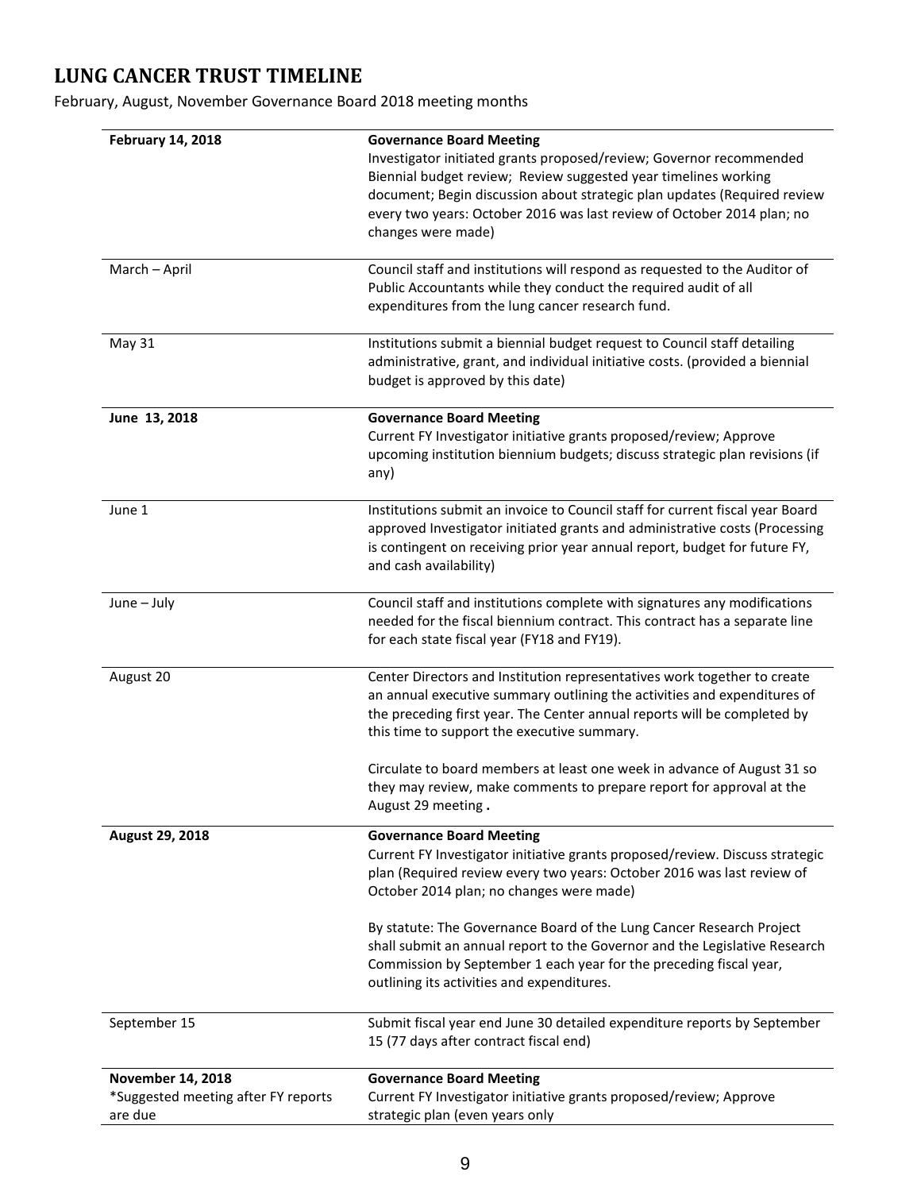# LUNG CANCER TRUST TIMELINE

February, August, November Governance Board 2018 meeting months

| | |
|---|---|
| **February 14, 2018** | **Governance Board Meeting**<br>Investigator initiated grants proposed/review; Governor recommended Biennial budget review; Review suggested year timelines working document; Begin discussion about strategic plan updates (Required review every two years: October 2016 was last review of October 2014 plan; no changes were made) |
| March – April | Council staff and institutions will respond as requested to the Auditor of Public Accountants while they conduct the required audit of all expenditures from the lung cancer research fund. |
| May 31 | Institutions submit a biennial budget request to Council staff detailing administrative, grant, and individual initiative costs. (provided a biennial budget is approved by this date) |
| **June 13, 2018** | **Governance Board Meeting**<br>Current FY Investigator initiative grants proposed/review; Approve upcoming institution biennium budgets; discuss strategic plan revisions (if any) |
| June 1 | Institutions submit an invoice to Council staff for current fiscal year Board approved Investigator initiated grants and administrative costs (Processing is contingent on receiving prior year annual report, budget for future FY, and cash availability) |
| June – July | Council staff and institutions complete with signatures any modifications needed for the fiscal biennium contract. This contract has a separate line for each state fiscal year (FY18 and FY19). |
| August 20 | Center Directors and Institution representatives work together to create an annual executive summary outlining the activities and expenditures of the preceding first year. The Center annual reports will be completed by this time to support the executive summary.<br><br>Circulate to board members at least one week in advance of August 31 so they may review, make comments to prepare report for approval at the August 29 meeting **.** |
| **August 29, 2018** | **Governance Board Meeting**<br>Current FY Investigator initiative grants proposed/review. Discuss strategic plan (Required review every two years: October 2016 was last review of October 2014 plan; no changes were made)<br><br>By statute: The Governance Board of the Lung Cancer Research Project shall submit an annual report to the Governor and the Legislative Research Commission by September 1 each year for the preceding fiscal year, outlining its activities and expenditures. |
| September 15 | Submit fiscal year end June 30 detailed expenditure reports by September 15 (77 days after contract fiscal end) |
| **November 14, 2018**<br>*Suggested meeting after FY reports are due | **Governance Board Meeting**<br>Current FY Investigator initiative grants proposed/review; Approve strategic plan (even years only |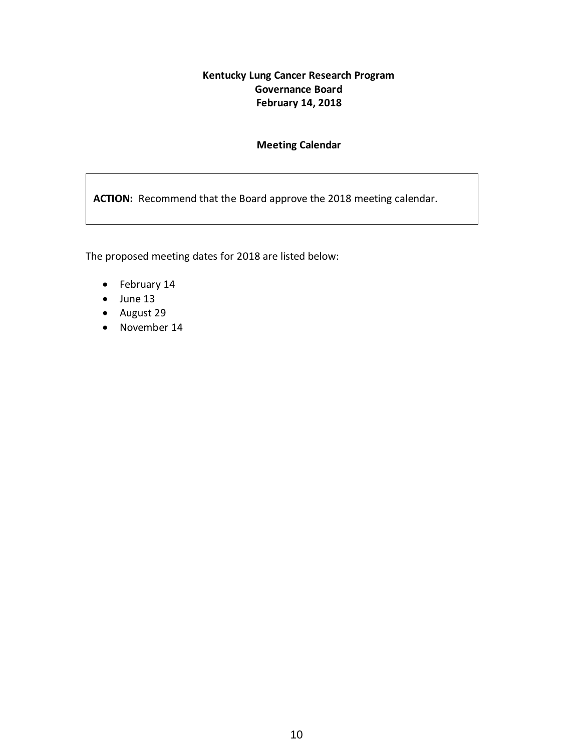**Kentucky Lung Cancer Research Program**
**Governance Board**
**February 14, 2018**

**Meeting Calendar**

**ACTION:** Recommend that the Board approve the 2018 meeting calendar.

The proposed meeting dates for 2018 are listed below:

- February 14
- June 13
- August 29
- November 14